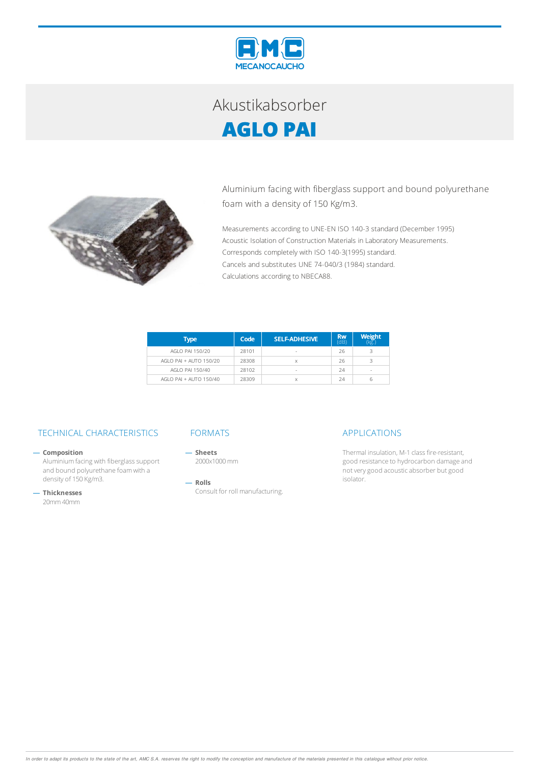# Akustikabsorber

# AGLO PAI

Aluminium facing with fiberglass support and bound polyurethane foam with a density of 150 Kg/m3.

Measurements according to UNE-EN ISO 140-3 standard (December 1995)
Acoustic Isolation of Construction Materials in Laboratory Measurements.
Corresponds completely with ISO 140-3(1995) standard.
Cancels and substitutes UNE 74-040/3 (1984) standard.
Calculations according to NBECA88.

| Type | Code | SELF-ADHESIVE | Rw (dB) | Weight (kg.) |
|---|---|---|---|---|
| AGLO PAI 150/20 | 28101 | - | 26 | 3 |
| AGLO PAI + AUTO 150/20 | 28308 | x | 26 | 3 |
| AGLO PAI 150/40 | 28102 | - | 24 | - |
| AGLO PAI + AUTO 150/40 | 28309 | x | 24 | 6 |

## TECHNICAL CHARACTERISTICS

- **Composition**
  Aluminium facing with fiberglass support and bound polyurethane foam with a density of 150 Kg/m3.
- **Thicknesses**
  20mm 40mm

## FORMATS

- **Sheets**
  2000x1000 mm
- **Rolls**
  Consult for roll manufacturing.

## APPLICATIONS

Thermal insulation, M-1 class fire-resistant, good resistance to hydrocarbon damage and not very good acoustic absorber but good isolator.

*In order to adapt its products to the state of the art, AMC S.A. reserves the right to modify the conception and manufacture of the materials presented in this catalogue without prior notice.*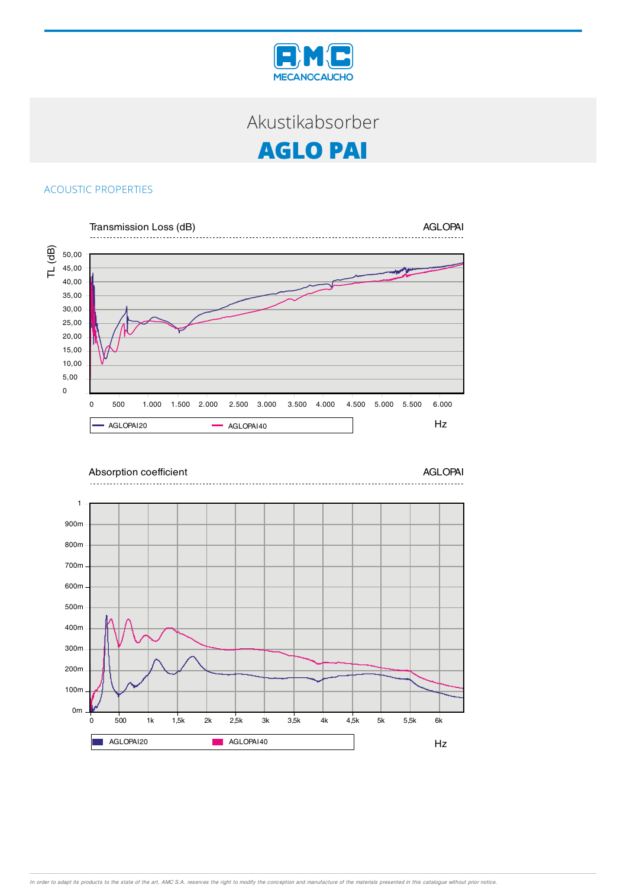MECANOCAUCHO

# Akustikabsorber

# AGLO PAI

## ACOUSTIC PROPERTIES

Transmission Loss (dB)

AGLOPAI

TL (dB)

50,00
45,00
40,00
35,00
30,00
25,00
20,00
15,00
10,00
5,00
0

0 500 1.000 1.500 2.000 2.500 3.000 3.500 4.000 4.500 5.000 5.500 6.000

AGLOPAI20 AGLOPAI40

Hz

Absorption coefficient

AGLOPAI

1
900m
800m
700m
600m
500m
400m
300m
200m
100m
0m

0 500 1k 1,5k 2k 2,5k 3k 3,5k 4k 4,5k 5k 5,5k 6k

AGLOPAI20 AGLOPAI40

Hz

*In order to adapt its products to the state of the art, AMC S.A. reserves the right to modify the conception and manufacture of the materials presented in this catalogue without prior notice.*